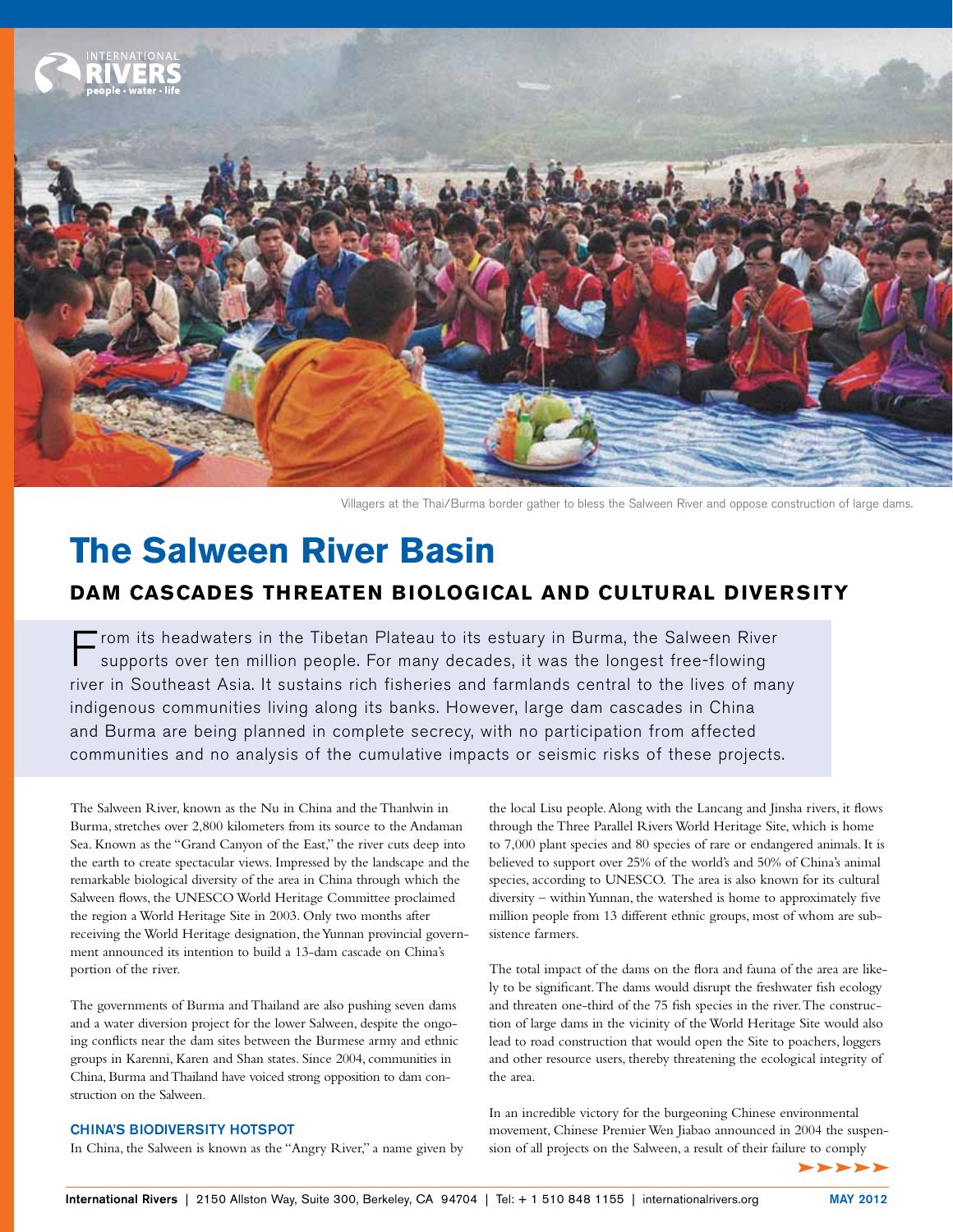Villagers at the Thai/Burma border gather to bless the Salween River and oppose construction of large dams.

# The Salween River Basin

## DAM CASCADES THREATEN BIOLOGICAL AND CULTURAL DIVERSITY

From its headwaters in the Tibetan Plateau to its estuary in Burma, the Salween River supports over ten million people. For many decades, it was the longest free-flowing river in Southeast Asia. It sustains rich fisheries and farmlands central to the lives of many indigenous communities living along its banks. However, large dam cascades in China and Burma are being planned in complete secrecy, with no participation from affected communities and no analysis of the cumulative impacts or seismic risks of these projects.

The Salween River, known as the Nu in China and the Thanlwin in Burma, stretches over 2,800 kilometers from its source to the Andaman Sea. Known as the "Grand Canyon of the East," the river cuts deep into the earth to create spectacular views. Impressed by the landscape and the remarkable biological diversity of the area in China through which the Salween flows, the UNESCO World Heritage Committee proclaimed the region a World Heritage Site in 2003. Only two months after receiving the World Heritage designation, the Yunnan provincial government announced its intention to build a 13-dam cascade on China's portion of the river.

The governments of Burma and Thailand are also pushing seven dams and a water diversion project for the lower Salween, despite the ongoing conflicts near the dam sites between the Burmese army and ethnic groups in Karenni, Karen and Shan states. Since 2004, communities in China, Burma and Thailand have voiced strong opposition to dam construction on the Salween.

### CHINA'S BIODIVERSITY HOTSPOT

In China, the Salween is known as the "Angry River," a name given by the local Lisu people. Along with the Lancang and Jinsha rivers, it flows through the Three Parallel Rivers World Heritage Site, which is home to 7,000 plant species and 80 species of rare or endangered animals. It is believed to support over 25% of the world's and 50% of China's animal species, according to UNESCO. The area is also known for its cultural diversity – within Yunnan, the watershed is home to approximately five million people from 13 different ethnic groups, most of whom are subsistence farmers.

The total impact of the dams on the flora and fauna of the area are likely to be significant. The dams would disrupt the freshwater fish ecology and threaten one-third of the 75 fish species in the river. The construction of large dams in the vicinity of the World Heritage Site would also lead to road construction that would open the Site to poachers, loggers and other resource users, thereby threatening the ecological integrity of the area.

In an incredible victory for the burgeoning Chinese environmental movement, Chinese Premier Wen Jiabao announced in 2004 the suspension of all projects on the Salween, a result of their failure to comply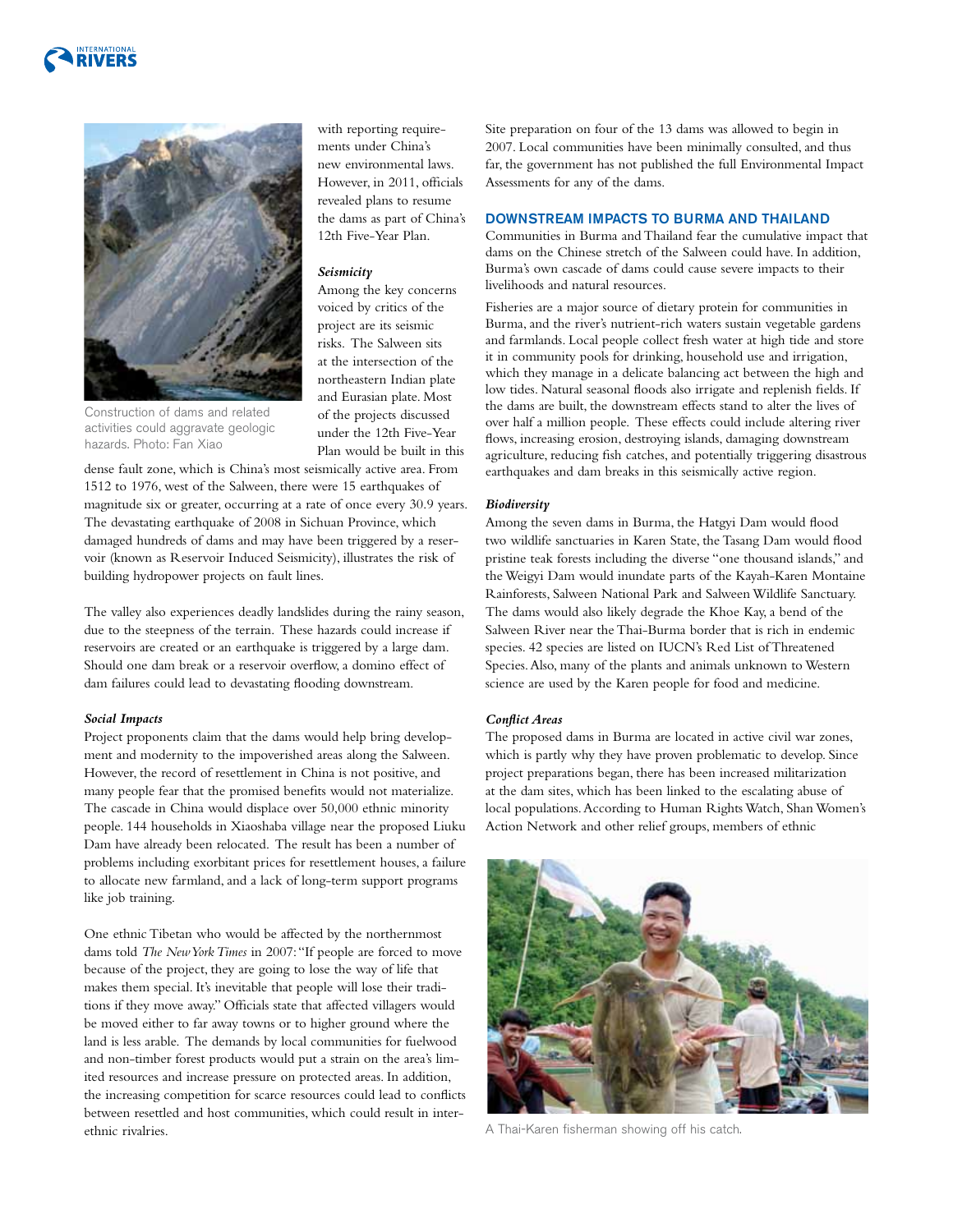Construction of dams and related activities could aggravate geologic hazards. Photo: Fan Xiao

with reporting requirements under China's new environmental laws. However, in 2011, officials revealed plans to resume the dams as part of China's 12th Five-Year Plan.

***Seismicity***

Among the key concerns voiced by critics of the project are its seismic risks. The Salween sits at the intersection of the northeastern Indian plate and Eurasian plate. Most of the projects discussed under the 12th Five-Year Plan would be built in this dense fault zone, which is China's most seismically active area. From 1512 to 1976, west of the Salween, there were 15 earthquakes of magnitude six or greater, occurring at a rate of once every 30.9 years. The devastating earthquake of 2008 in Sichuan Province, which damaged hundreds of dams and may have been triggered by a reservoir (known as Reservoir Induced Seismicity), illustrates the risk of building hydropower projects on fault lines.

The valley also experiences deadly landslides during the rainy season, due to the steepness of the terrain. These hazards could increase if reservoirs are created or an earthquake is triggered by a large dam. Should one dam break or a reservoir overflow, a domino effect of dam failures could lead to devastating flooding downstream.

***Social Impacts***

Project proponents claim that the dams would help bring development and modernity to the impoverished areas along the Salween. However, the record of resettlement in China is not positive, and many people fear that the promised benefits would not materialize. The cascade in China would displace over 50,000 ethnic minority people. 144 households in Xiaoshaba village near the proposed Liuku Dam have already been relocated. The result has been a number of problems including exorbitant prices for resettlement houses, a failure to allocate new farmland, and a lack of long-term support programs like job training.

One ethnic Tibetan who would be affected by the northernmost dams told *The New York Times* in 2007: "If people are forced to move because of the project, they are going to lose the way of life that makes them special. It's inevitable that people will lose their traditions if they move away." Officials state that affected villagers would be moved either to far away towns or to higher ground where the land is less arable. The demands by local communities for fuelwood and non-timber forest products would put a strain on the area's limited resources and increase pressure on protected areas. In addition, the increasing competition for scarce resources could lead to conflicts between resettled and host communities, which could result in inter-ethnic rivalries.

Site preparation on four of the 13 dams was allowed to begin in 2007. Local communities have been minimally consulted, and thus far, the government has not published the full Environmental Impact Assessments for any of the dams.

## DOWNSTREAM IMPACTS TO BURMA AND THAILAND

Communities in Burma and Thailand fear the cumulative impact that dams on the Chinese stretch of the Salween could have. In addition, Burma's own cascade of dams could cause severe impacts to their livelihoods and natural resources.

Fisheries are a major source of dietary protein for communities in Burma, and the river's nutrient-rich waters sustain vegetable gardens and farmlands. Local people collect fresh water at high tide and store it in community pools for drinking, household use and irrigation, which they manage in a delicate balancing act between the high and low tides. Natural seasonal floods also irrigate and replenish fields. If the dams are built, the downstream effects stand to alter the lives of over half a million people. These effects could include altering river flows, increasing erosion, destroying islands, damaging downstream agriculture, reducing fish catches, and potentially triggering disastrous earthquakes and dam breaks in this seismically active region.

***Biodiversity***

Among the seven dams in Burma, the Hatgyi Dam would flood two wildlife sanctuaries in Karen State, the Tasang Dam would flood pristine teak forests including the diverse "one thousand islands," and the Weigyi Dam would inundate parts of the Kayah-Karen Montaine Rainforests, Salween National Park and Salween Wildlife Sanctuary. The dams would also likely degrade the Khoe Kay, a bend of the Salween River near the Thai-Burma border that is rich in endemic species. 42 species are listed on IUCN's Red List of Threatened Species. Also, many of the plants and animals unknown to Western science are used by the Karen people for food and medicine.

***Conflict Areas***

The proposed dams in Burma are located in active civil war zones, which is partly why they have proven problematic to develop. Since project preparations began, there has been increased militarization at the dam sites, which has been linked to the escalating abuse of local populations. According to Human Rights Watch, Shan Women's Action Network and other relief groups, members of ethnic

A Thai-Karen fisherman showing off his catch.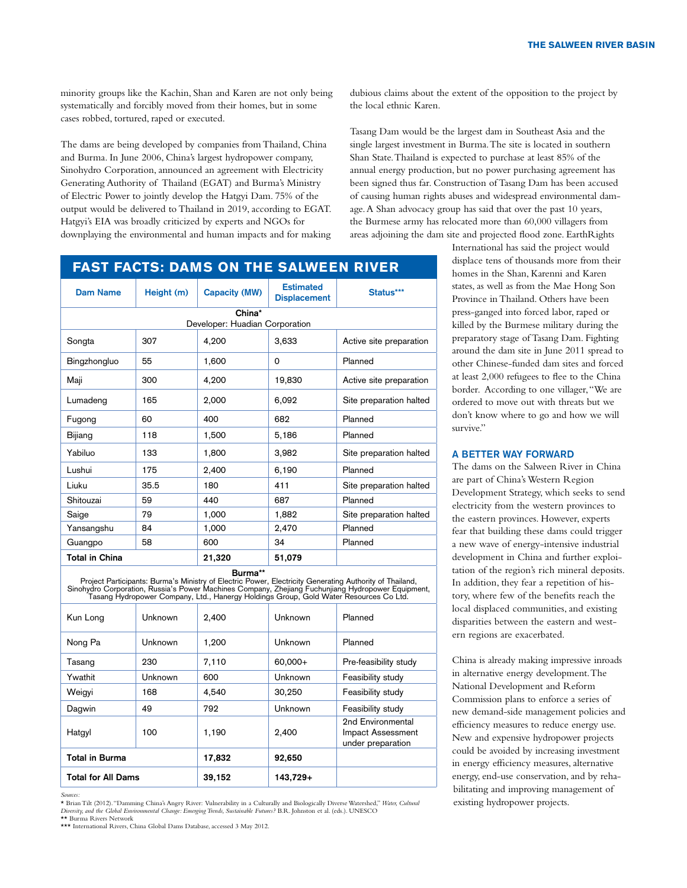minority groups like the Kachin, Shan and Karen are not only being systematically and forcibly moved from their homes, but in some cases robbed, tortured, raped or executed.

The dams are being developed by companies from Thailand, China and Burma. In June 2006, China's largest hydropower company, Sinohydro Corporation, announced an agreement with Electricity Generating Authority of Thailand (EGAT) and Burma's Ministry of Electric Power to jointly develop the Hatgyi Dam. 75% of the output would be delivered to Thailand in 2019, according to EGAT. Hatgyi's EIA was broadly criticized by experts and NGOs for downplaying the environmental and human impacts and for making dubious claims about the extent of the opposition to the project by the local ethnic Karen.

Tasang Dam would be the largest dam in Southeast Asia and the single largest investment in Burma. The site is located in southern Shan State. Thailand is expected to purchase at least 85% of the annual energy production, but no power purchasing agreement has been signed thus far. Construction of Tasang Dam has been accused of causing human rights abuses and widespread environmental damage. A Shan advocacy group has said that over the past 10 years, the Burmese army has relocated more than 60,000 villagers from areas adjoining the dam site and projected flood zone. EarthRights International has said the project would displace tens of thousands more from their homes in the Shan, Karenni and Karen states, as well as from the Mae Hong Son Province in Thailand. Others have been press-ganged into forced labor, raped or killed by the Burmese military during the preparatory stage of Tasang Dam. Fighting around the dam site in June 2011 spread to other Chinese-funded dam sites and forced at least 2,000 refugees to flee to the China border. According to one villager, "We are ordered to move out with threats but we don't know where to go and how we will survive."

## FAST FACTS: DAMS ON THE SALWEEN RIVER

| Dam Name | Height (m) | Capacity (MW) | Estimated Displacement | Status*** |
|---|---|---|---|---|
| **China*** Developer: Huadian Corporation | | | | |
| Songta | 307 | 4,200 | 3,633 | Active site preparation |
| Bingzhongluo | 55 | 1,600 | 0 | Planned |
| Maji | 300 | 4,200 | 19,830 | Active site preparation |
| Lumadeng | 165 | 2,000 | 6,092 | Site preparation halted |
| Fugong | 60 | 400 | 682 | Planned |
| Bijiang | 118 | 1,500 | 5,186 | Planned |
| Yabiluo | 133 | 1,800 | 3,982 | Site preparation halted |
| Lushui | 175 | 2,400 | 6,190 | Planned |
| Liuku | 35.5 | 180 | 411 | Site preparation halted |
| Shitouzai | 59 | 440 | 687 | Planned |
| Saige | 79 | 1,000 | 1,882 | Site preparation halted |
| Yansangshu | 84 | 1,000 | 2,470 | Planned |
| Guangpo | 58 | 600 | 34 | Planned |
| **Total in China** | | **21,320** | **51,079** | |
| **Burma**** Project Participants: Burma's Ministry of Electric Power, Electricity Generating Authority of Thailand, Sinohydro Corporation, Russia's Power Machines Company, Zhejiang Fuchunjiang Hydropower Equipment, Tasang Hydropower Company, Ltd., Hanergy Holdings Group, Gold Water Resources Co Ltd. | | | | |
| Kun Long | Unknown | 2,400 | Unknown | Planned |
| Nong Pa | Unknown | 1,200 | Unknown | Planned |
| Tasang | 230 | 7,110 | 60,000+ | Pre-feasibility study |
| Ywathit | Unknown | 600 | Unknown | Feasibility study |
| Weigyi | 168 | 4,540 | 30,250 | Feasibility study |
| Dagwin | 49 | 792 | Unknown | Feasibility study |
| Hatgyl | 100 | 1,190 | 2,400 | 2nd Environmental Impact Assessment under preparation |
| **Total in Burma** | | **17,832** | **92,650** | |
| **Total for All Dams** | | **39,152** | **143,729+** | |

*Sources:*
\* Brian Tilt (2012). "Damming China's Angry River: Vulnerability in a Culturally and Biologically Diverse Watershed," *Water, Cultural Diversity, and the Global Environmental Change: Emerging Trends, Sustainable Futures?* B.R. Johnston et al. (eds.). UNESCO
\** Burma Rivers Network
\*** International Rivers, China Global Dams Database, accessed 3 May 2012.

### A BETTER WAY FORWARD

The dams on the Salween River in China are part of China's Western Region Development Strategy, which seeks to send electricity from the western provinces to the eastern provinces. However, experts fear that building these dams could trigger a new wave of energy-intensive industrial development in China and further exploitation of the region's rich mineral deposits. In addition, they fear a repetition of history, where few of the benefits reach the local displaced communities, and existing disparities between the eastern and western regions are exacerbated.

China is already making impressive inroads in alternative energy development. The National Development and Reform Commission plans to enforce a series of new demand-side management policies and efficiency measures to reduce energy use. New and expensive hydropower projects could be avoided by increasing investment in energy efficiency measures, alternative energy, end-use conservation, and by rehabilitating and improving management of existing hydropower projects.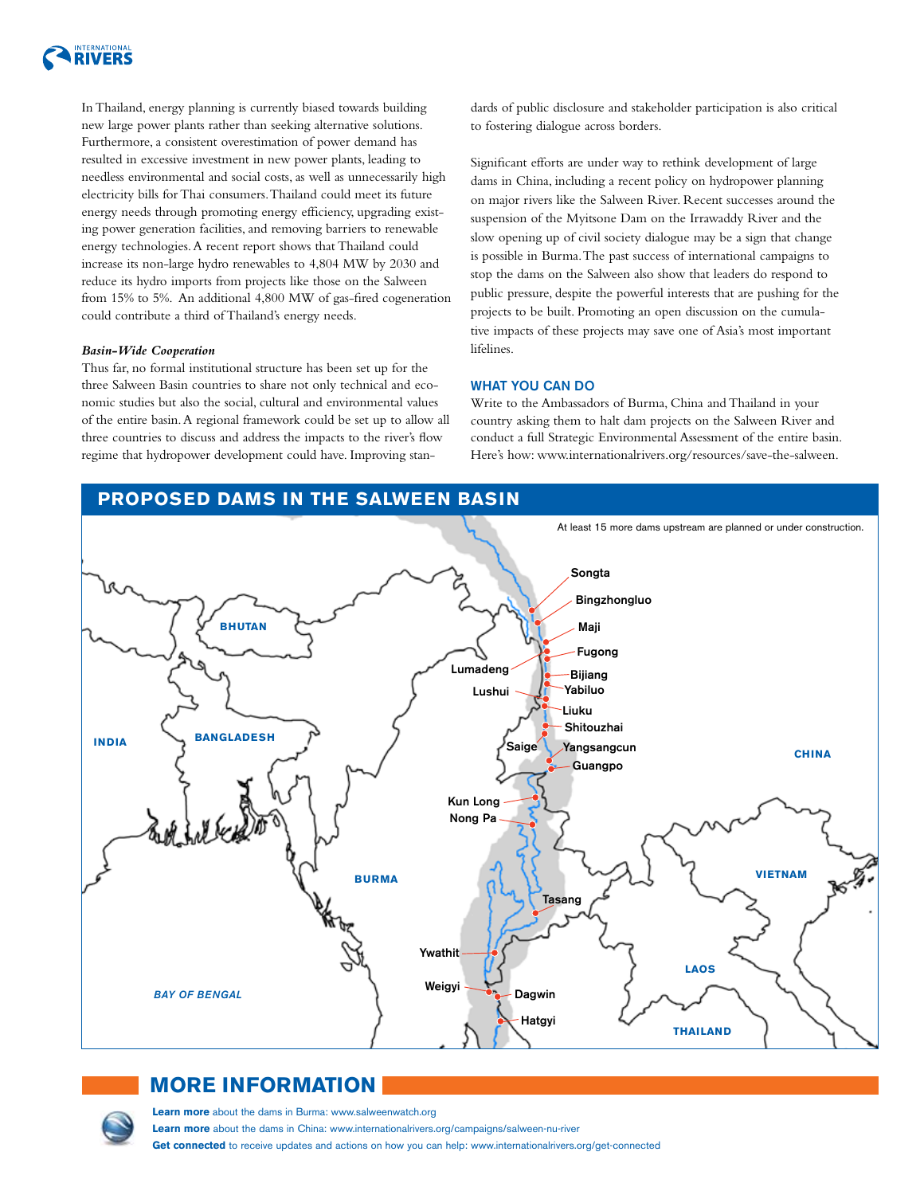In Thailand, energy planning is currently biased towards building new large power plants rather than seeking alternative solutions. Furthermore, a consistent overestimation of power demand has resulted in excessive investment in new power plants, leading to needless environmental and social costs, as well as unnecessarily high electricity bills for Thai consumers. Thailand could meet its future energy needs through promoting energy efficiency, upgrading existing power generation facilities, and removing barriers to renewable energy technologies. A recent report shows that Thailand could increase its non-large hydro renewables to 4,804 MW by 2030 and reduce its hydro imports from projects like those on the Salween from 15% to 5%. An additional 4,800 MW of gas-fired cogeneration could contribute a third of Thailand's energy needs.

***Basin-Wide Cooperation***

Thus far, no formal institutional structure has been set up for the three Salween Basin countries to share not only technical and economic studies but also the social, cultural and environmental values of the entire basin. A regional framework could be set up to allow all three countries to discuss and address the impacts to the river's flow regime that hydropower development could have. Improving standards of public disclosure and stakeholder participation is also critical to fostering dialogue across borders.

Significant efforts are under way to rethink development of large dams in China, including a recent policy on hydropower planning on major rivers like the Salween River. Recent successes around the suspension of the Myitsone Dam on the Irrawaddy River and the slow opening up of civil society dialogue may be a sign that change is possible in Burma. The past success of international campaigns to stop the dams on the Salween also show that leaders do respond to public pressure, despite the powerful interests that are pushing for the projects to be built. Promoting an open discussion on the cumulative impacts of these projects may save one of Asia's most important lifelines.

## WHAT YOU CAN DO

Write to the Ambassadors of Burma, China and Thailand in your country asking them to halt dam projects on the Salween River and conduct a full Strategic Environmental Assessment of the entire basin. Here's how: www.internationalrivers.org/resources/save-the-salween.

## PROPOSED DAMS IN THE SALWEEN BASIN

At least 15 more dams upstream are planned or under construction.

Songta
Bingzhongluo
Maji
Fugong
Lumadeng
Bijiang
Yabiluo
Lushui
Liuku
Shitouzhai
Saige
Yangsangcun
Guangpo
Kun Long
Nong Pa
Tasang
Ywathit
Weigyi
Dagwin
Hatgyi

BHUTAN
INDIA
BANGLADESH
CHINA
BURMA
VIETNAM
LAOS
THAILAND
BAY OF BENGAL

## MORE INFORMATION

**Learn more** about the dams in Burma: www.salweenwatch.org

**Learn more** about the dams in China: www.internationalrivers.org/campaigns/salween-nu-river

**Get connected** to receive updates and actions on how you can help: www.internationalrivers.org/get-connected